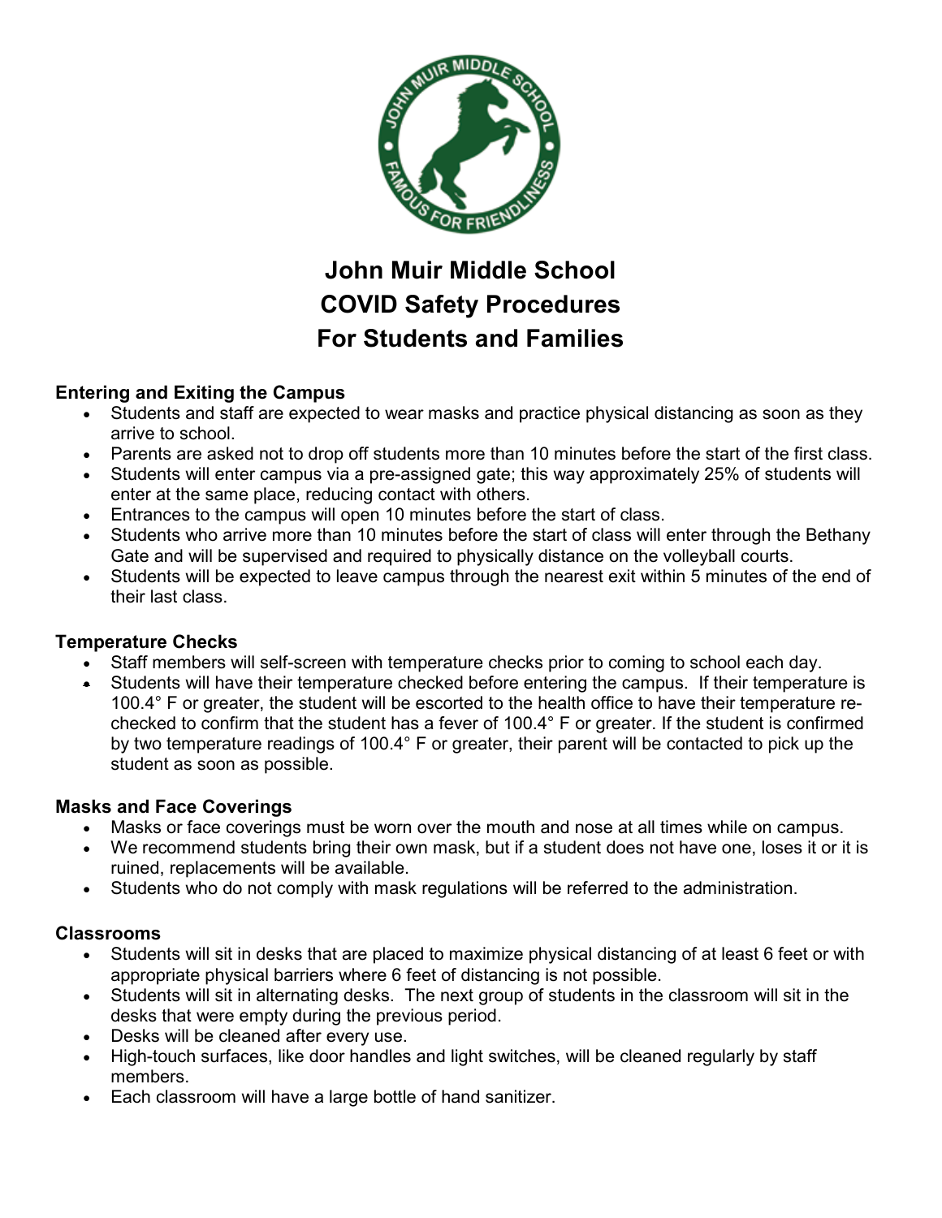# John Muir Middle School
# COVID Safety Procedures
# For Students and Families

### Entering and Exiting the Campus

- Students and staff are expected to wear masks and practice physical distancing as soon as they arrive to school.
- Parents are asked not to drop off students more than 10 minutes before the start of the first class.
- Students will enter campus via a pre-assigned gate; this way approximately 25% of students will enter at the same place, reducing contact with others.
- Entrances to the campus will open 10 minutes before the start of class.
- Students who arrive more than 10 minutes before the start of class will enter through the Bethany Gate and will be supervised and required to physically distance on the volleyball courts.
- Students will be expected to leave campus through the nearest exit within 5 minutes of the end of their last class.

### Temperature Checks

- Staff members will self-screen with temperature checks prior to coming to school each day.
- Students will have their temperature checked before entering the campus. If their temperature is 100.4° F or greater, the student will be escorted to the health office to have their temperature re-checked to confirm that the student has a fever of 100.4° F or greater. If the student is confirmed by two temperature readings of 100.4° F or greater, their parent will be contacted to pick up the student as soon as possible.

### Masks and Face Coverings

- Masks or face coverings must be worn over the mouth and nose at all times while on campus.
- We recommend students bring their own mask, but if a student does not have one, loses it or it is ruined, replacements will be available.
- Students who do not comply with mask regulations will be referred to the administration.

### Classrooms

- Students will sit in desks that are placed to maximize physical distancing of at least 6 feet or with appropriate physical barriers where 6 feet of distancing is not possible.
- Students will sit in alternating desks. The next group of students in the classroom will sit in the desks that were empty during the previous period.
- Desks will be cleaned after every use.
- High-touch surfaces, like door handles and light switches, will be cleaned regularly by staff members.
- Each classroom will have a large bottle of hand sanitizer.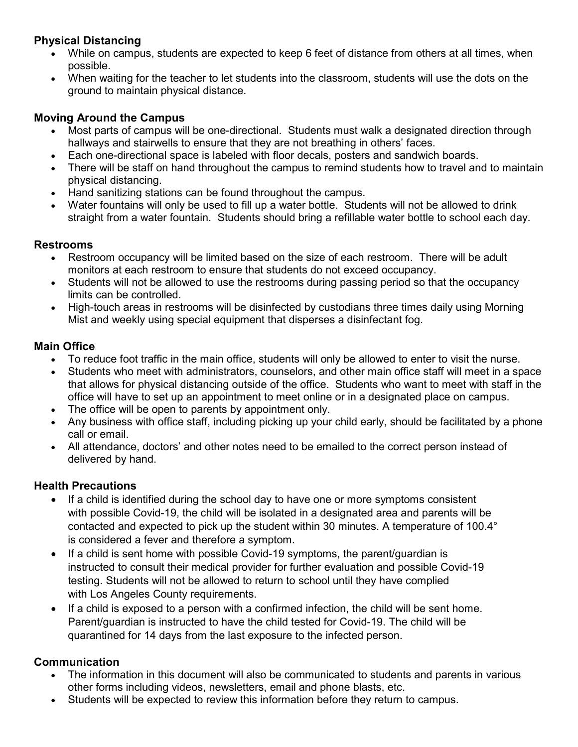**Physical Distancing**

- While on campus, students are expected to keep 6 feet of distance from others at all times, when possible.
- When waiting for the teacher to let students into the classroom, students will use the dots on the ground to maintain physical distance.

**Moving Around the Campus**

- Most parts of campus will be one-directional. Students must walk a designated direction through hallways and stairwells to ensure that they are not breathing in others' faces.
- Each one-directional space is labeled with floor decals, posters and sandwich boards.
- There will be staff on hand throughout the campus to remind students how to travel and to maintain physical distancing.
- Hand sanitizing stations can be found throughout the campus.
- Water fountains will only be used to fill up a water bottle. Students will not be allowed to drink straight from a water fountain. Students should bring a refillable water bottle to school each day.

**Restrooms**

- Restroom occupancy will be limited based on the size of each restroom. There will be adult monitors at each restroom to ensure that students do not exceed occupancy.
- Students will not be allowed to use the restrooms during passing period so that the occupancy limits can be controlled.
- High-touch areas in restrooms will be disinfected by custodians three times daily using Morning Mist and weekly using special equipment that disperses a disinfectant fog.

**Main Office**

- To reduce foot traffic in the main office, students will only be allowed to enter to visit the nurse.
- Students who meet with administrators, counselors, and other main office staff will meet in a space that allows for physical distancing outside of the office. Students who want to meet with staff in the office will have to set up an appointment to meet online or in a designated place on campus.
- The office will be open to parents by appointment only.
- Any business with office staff, including picking up your child early, should be facilitated by a phone call or email.
- All attendance, doctors' and other notes need to be emailed to the correct person instead of delivered by hand.

**Health Precautions**

- If a child is identified during the school day to have one or more symptoms consistent with possible Covid-19, the child will be isolated in a designated area and parents will be contacted and expected to pick up the student within 30 minutes. A temperature of 100.4° is considered a fever and therefore a symptom.
- If a child is sent home with possible Covid-19 symptoms, the parent/guardian is instructed to consult their medical provider for further evaluation and possible Covid-19 testing. Students will not be allowed to return to school until they have complied with Los Angeles County requirements.
- If a child is exposed to a person with a confirmed infection, the child will be sent home. Parent/guardian is instructed to have the child tested for Covid-19. The child will be quarantined for 14 days from the last exposure to the infected person.

**Communication**

- The information in this document will also be communicated to students and parents in various other forms including videos, newsletters, email and phone blasts, etc.
- Students will be expected to review this information before they return to campus.